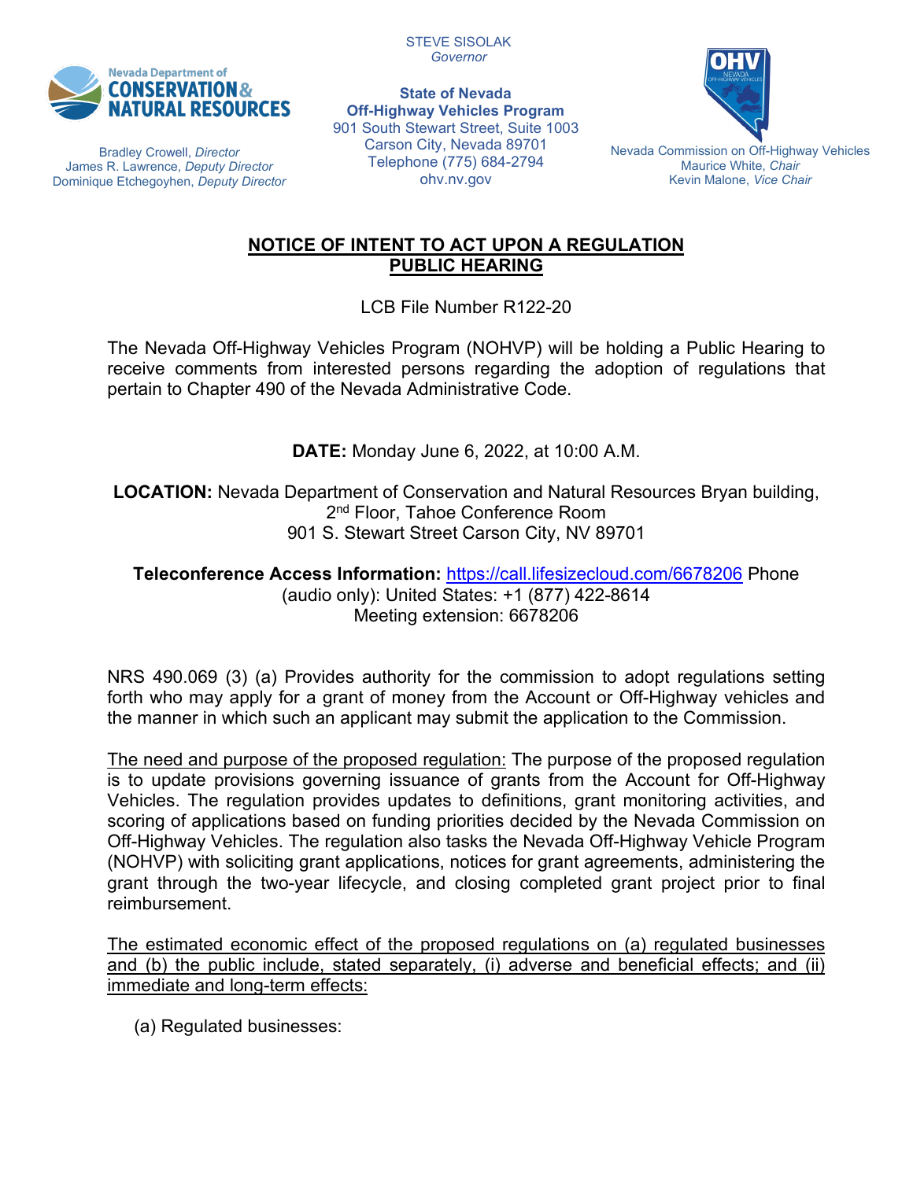STEVE SISOLAK
*Governor*

Nevada Department of CONSERVATION & NATURAL RESOURCES

Bradley Crowell, *Director*
James R. Lawrence, *Deputy Director*
Dominique Etchegoyhen, *Deputy Director*

**State of Nevada**
**Off-Highway Vehicles Program**
901 South Stewart Street, Suite 1003
Carson City, Nevada 89701
Telephone (775) 684-2794
ohv.nv.gov

Nevada Commission on Off-Highway Vehicles
Maurice White, *Chair*
Kevin Malone, *Vice Chair*

## NOTICE OF INTENT TO ACT UPON A REGULATION PUBLIC HEARING

LCB File Number R122-20

The Nevada Off-Highway Vehicles Program (NOHVP) will be holding a Public Hearing to receive comments from interested persons regarding the adoption of regulations that pertain to Chapter 490 of the Nevada Administrative Code.

**DATE:** Monday June 6, 2022, at 10:00 A.M.

**LOCATION:** Nevada Department of Conservation and Natural Resources Bryan building, 2nd Floor, Tahoe Conference Room
901 S. Stewart Street Carson City, NV 89701

**Teleconference Access Information:** https://call.lifesizecloud.com/6678206 Phone (audio only): United States: +1 (877) 422-8614
Meeting extension: 6678206

NRS 490.069 (3) (a) Provides authority for the commission to adopt regulations setting forth who may apply for a grant of money from the Account or Off-Highway vehicles and the manner in which such an applicant may submit the application to the Commission.

The need and purpose of the proposed regulation: The purpose of the proposed regulation is to update provisions governing issuance of grants from the Account for Off-Highway Vehicles. The regulation provides updates to definitions, grant monitoring activities, and scoring of applications based on funding priorities decided by the Nevada Commission on Off-Highway Vehicles. The regulation also tasks the Nevada Off-Highway Vehicle Program (NOHVP) with soliciting grant applications, notices for grant agreements, administering the grant through the two-year lifecycle, and closing completed grant project prior to final reimbursement.

The estimated economic effect of the proposed regulations on (a) regulated businesses and (b) the public include, stated separately, (i) adverse and beneficial effects; and (ii) immediate and long-term effects:

(a) Regulated businesses: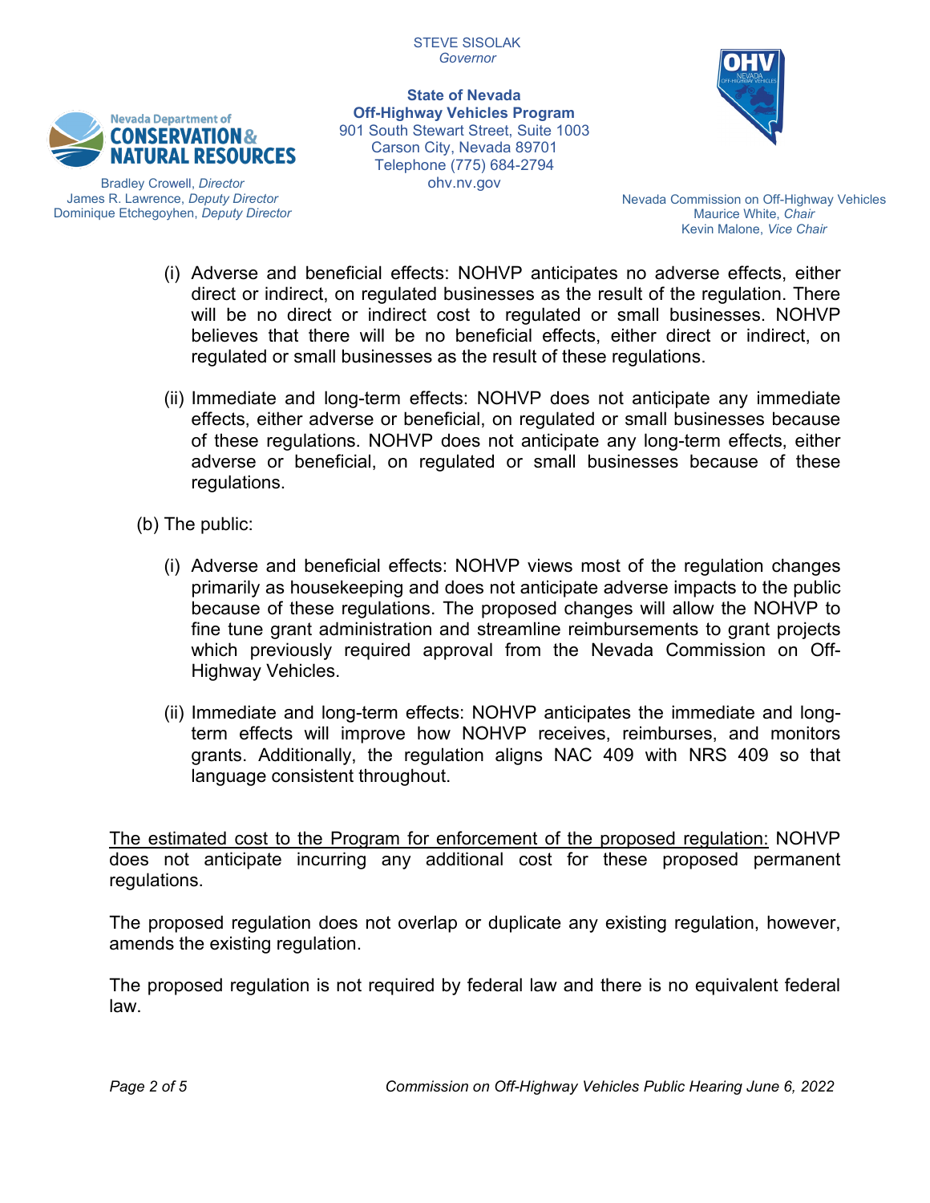(i) Adverse and beneficial effects: NOHVP anticipates no adverse effects, either direct or indirect, on regulated businesses as the result of the regulation. There will be no direct or indirect cost to regulated or small businesses. NOHVP believes that there will be no beneficial effects, either direct or indirect, on regulated or small businesses as the result of these regulations.

(ii) Immediate and long-term effects: NOHVP does not anticipate any immediate effects, either adverse or beneficial, on regulated or small businesses because of these regulations. NOHVP does not anticipate any long-term effects, either adverse or beneficial, on regulated or small businesses because of these regulations.

(b) The public:

(i) Adverse and beneficial effects: NOHVP views most of the regulation changes primarily as housekeeping and does not anticipate adverse impacts to the public because of these regulations. The proposed changes will allow the NOHVP to fine tune grant administration and streamline reimbursements to grant projects which previously required approval from the Nevada Commission on Off-Highway Vehicles.

(ii) Immediate and long-term effects: NOHVP anticipates the immediate and long-term effects will improve how NOHVP receives, reimburses, and monitors grants. Additionally, the regulation aligns NAC 409 with NRS 409 so that language consistent throughout.

<u>The estimated cost to the Program for enforcement of the proposed regulation:</u> NOHVP does not anticipate incurring any additional cost for these proposed permanent regulations.

The proposed regulation does not overlap or duplicate any existing regulation, however, amends the existing regulation.

The proposed regulation is not required by federal law and there is no equivalent federal law.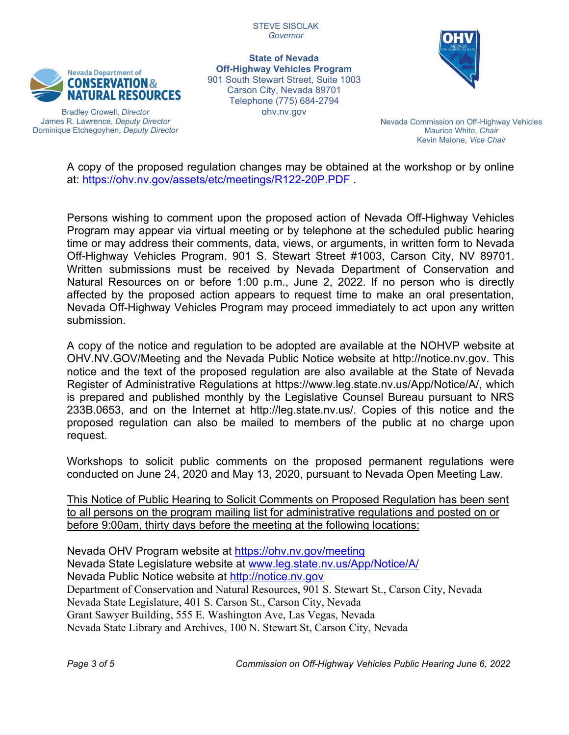STEVE SISOLAK
*Governor*

**State of Nevada**
**Off-Highway Vehicles Program**
901 South Stewart Street, Suite 1003
Carson City, Nevada 89701
Telephone (775) 684-2794
ohv.nv.gov

Nevada Department of Conservation & Natural Resources
Bradley Crowell, *Director*
James R. Lawrence, *Deputy Director*
Dominique Etchegoyhen, *Deputy Director*

Nevada Commission on Off-Highway Vehicles
Maurice White, *Chair*
Kevin Malone, *Vice Chair*

A copy of the proposed regulation changes may be obtained at the workshop or by online at: https://ohv.nv.gov/assets/etc/meetings/R122-20P.PDF .

Persons wishing to comment upon the proposed action of Nevada Off-Highway Vehicles Program may appear via virtual meeting or by telephone at the scheduled public hearing time or may address their comments, data, views, or arguments, in written form to Nevada Off-Highway Vehicles Program. 901 S. Stewart Street #1003, Carson City, NV 89701. Written submissions must be received by Nevada Department of Conservation and Natural Resources on or before 1:00 p.m., June 2, 2022. If no person who is directly affected by the proposed action appears to request time to make an oral presentation, Nevada Off-Highway Vehicles Program may proceed immediately to act upon any written submission.

A copy of the notice and regulation to be adopted are available at the NOHVP website at OHV.NV.GOV/Meeting and the Nevada Public Notice website at http://notice.nv.gov. This notice and the text of the proposed regulation are also available at the State of Nevada Register of Administrative Regulations at https://www.leg.state.nv.us/App/Notice/A/, which is prepared and published monthly by the Legislative Counsel Bureau pursuant to NRS 233B.0653, and on the Internet at http://leg.state.nv.us/. Copies of this notice and the proposed regulation can also be mailed to members of the public at no charge upon request.

Workshops to solicit public comments on the proposed permanent regulations were conducted on June 24, 2020 and May 13, 2020, pursuant to Nevada Open Meeting Law.

<u>This Notice of Public Hearing to Solicit Comments on Proposed Regulation has been sent to all persons on the program mailing list for administrative regulations and posted on or before 9:00am, thirty days before the meeting at the following locations:</u>

Nevada OHV Program website at https://ohv.nv.gov/meeting
Nevada State Legislature website at www.leg.state.nv.us/App/Notice/A/
Nevada Public Notice website at http://notice.nv.gov
Department of Conservation and Natural Resources, 901 S. Stewart St., Carson City, Nevada
Nevada State Legislature, 401 S. Carson St., Carson City, Nevada
Grant Sawyer Building, 555 E. Washington Ave, Las Vegas, Nevada
Nevada State Library and Archives, 100 N. Stewart St, Carson City, Nevada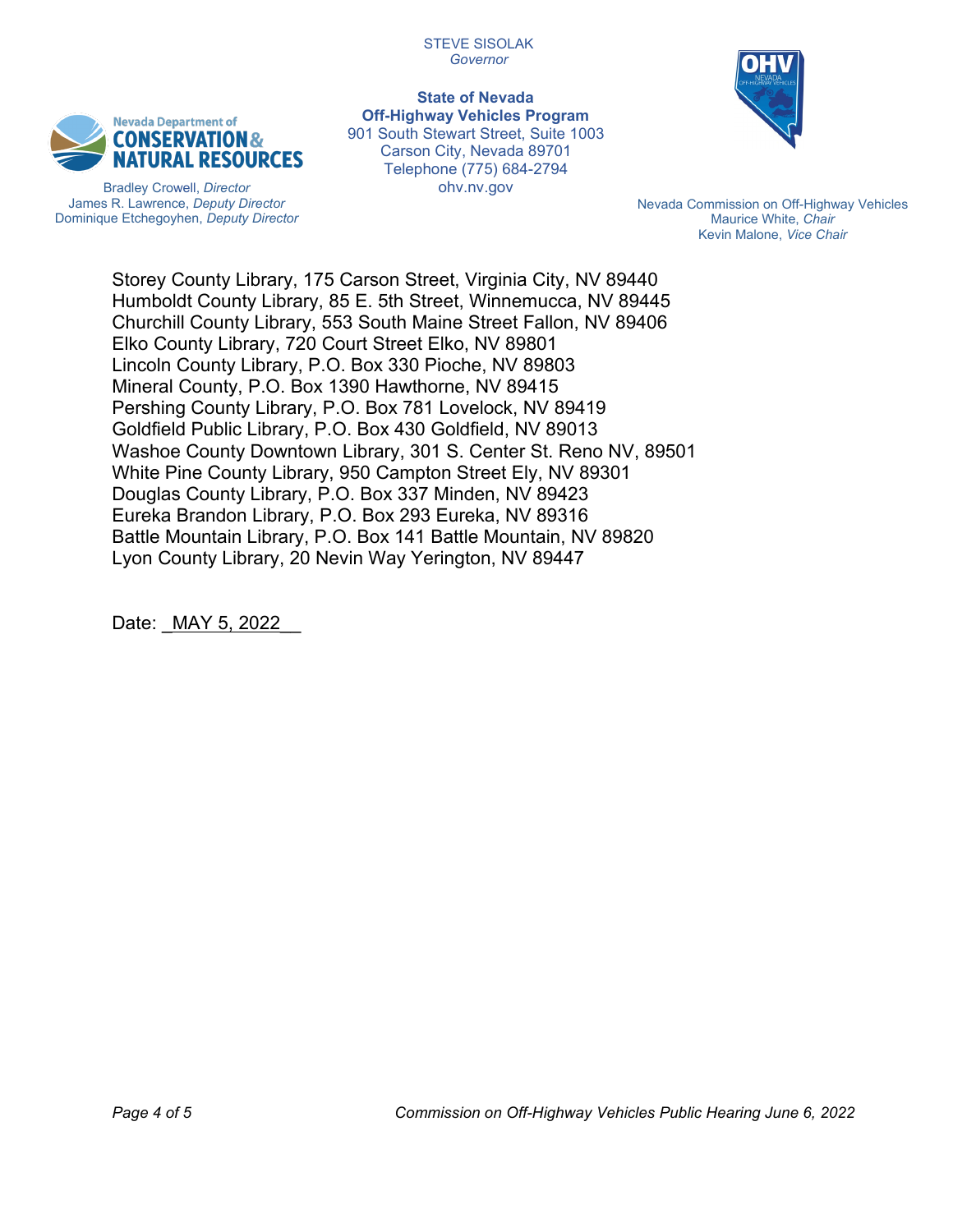STEVE SISOLAK
*Governor*

**State of Nevada**
**Off-Highway Vehicles Program**
901 South Stewart Street, Suite 1003
Carson City, Nevada 89701
Telephone (775) 684-2794
ohv.nv.gov

Nevada Department of Conservation & Natural Resources
Bradley Crowell, *Director*
James R. Lawrence, *Deputy Director*
Dominique Etchegoyhen, *Deputy Director*

Nevada Commission on Off-Highway Vehicles
Maurice White, *Chair*
Kevin Malone, *Vice Chair*

Storey County Library, 175 Carson Street, Virginia City, NV 89440
Humboldt County Library, 85 E. 5th Street, Winnemucca, NV 89445
Churchill County Library, 553 South Maine Street Fallon, NV 89406
Elko County Library, 720 Court Street Elko, NV 89801
Lincoln County Library, P.O. Box 330 Pioche, NV 89803
Mineral County, P.O. Box 1390 Hawthorne, NV 89415
Pershing County Library, P.O. Box 781 Lovelock, NV 89419
Goldfield Public Library, P.O. Box 430 Goldfield, NV 89013
Washoe County Downtown Library, 301 S. Center St. Reno NV, 89501
White Pine County Library, 950 Campton Street Ely, NV 89301
Douglas County Library, P.O. Box 337 Minden, NV 89423
Eureka Brandon Library, P.O. Box 293 Eureka, NV 89316
Battle Mountain Library, P.O. Box 141 Battle Mountain, NV 89820
Lyon County Library, 20 Nevin Way Yerington, NV 89447

Date: _MAY 5, 2022__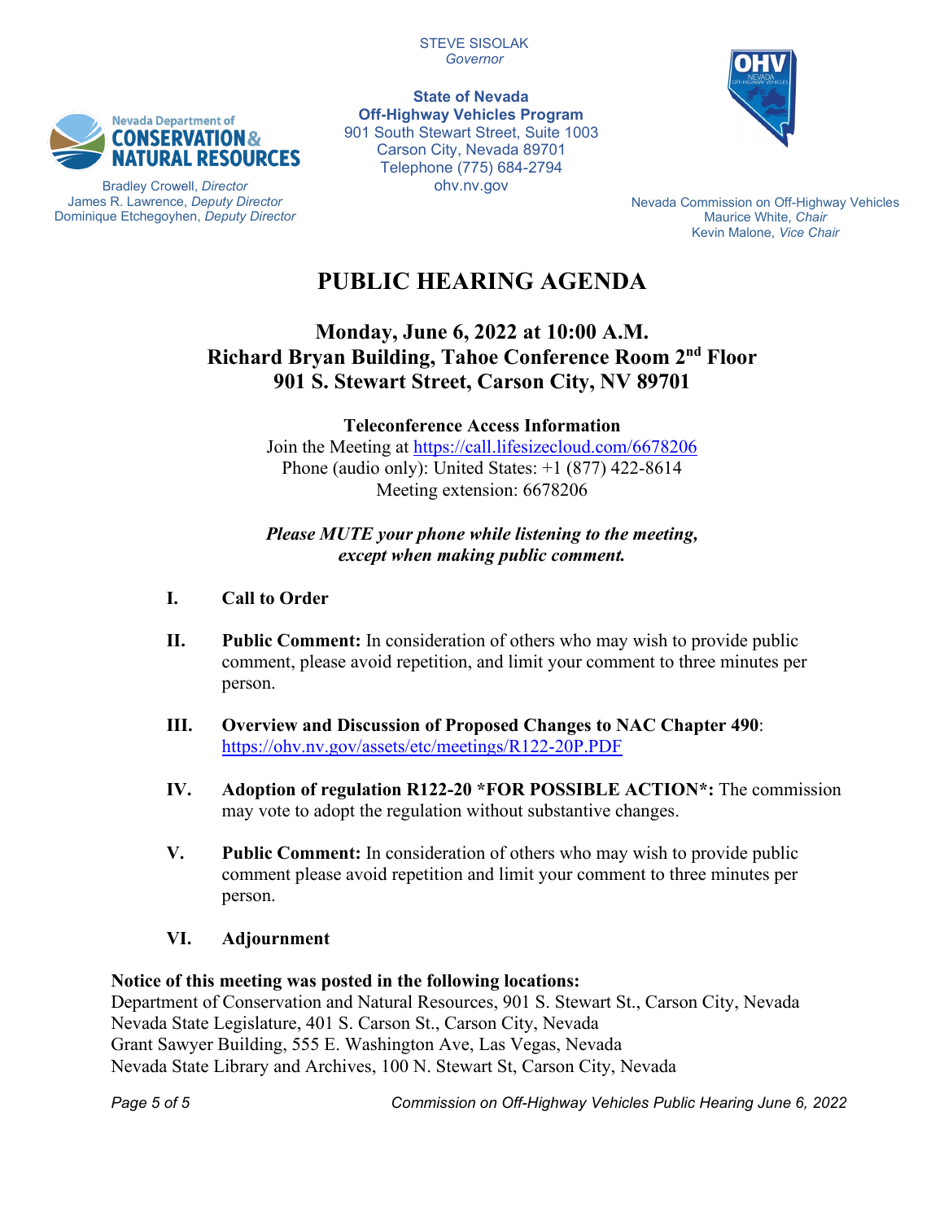STEVE SISOLAK
*Governor*

Nevada Department of CONSERVATION & NATURAL RESOURCES

Bradley Crowell, *Director*
James R. Lawrence, *Deputy Director*
Dominique Etchegoyhen, *Deputy Director*

**State of Nevada**
**Off-Highway Vehicles Program**
901 South Stewart Street, Suite 1003
Carson City, Nevada 89701
Telephone (775) 684-2794
ohv.nv.gov

Nevada Commission on Off-Highway Vehicles
Maurice White, *Chair*
Kevin Malone, *Vice Chair*

# PUBLIC HEARING AGENDA

## Monday, June 6, 2022 at 10:00 A.M.
## Richard Bryan Building, Tahoe Conference Room 2nd Floor
## 901 S. Stewart Street, Carson City, NV 89701

**Teleconference Access Information**
Join the Meeting at https://call.lifesizecloud.com/6678206
Phone (audio only): United States: +1 (877) 422-8614
Meeting extension: 6678206

***Please MUTE your phone while listening to the meeting, except when making public comment.***

I. **Call to Order**

II. **Public Comment:** In consideration of others who may wish to provide public comment, please avoid repetition, and limit your comment to three minutes per person.

III. **Overview and Discussion of Proposed Changes to NAC Chapter 490**: https://ohv.nv.gov/assets/etc/meetings/R122-20P.PDF

IV. **Adoption of regulation R122-20 *FOR POSSIBLE ACTION*:** The commission may vote to adopt the regulation without substantive changes.

V. **Public Comment:** In consideration of others who may wish to provide public comment please avoid repetition and limit your comment to three minutes per person.

VI. **Adjournment**

**Notice of this meeting was posted in the following locations:**
Department of Conservation and Natural Resources, 901 S. Stewart St., Carson City, Nevada
Nevada State Legislature, 401 S. Carson St., Carson City, Nevada
Grant Sawyer Building, 555 E. Washington Ave, Las Vegas, Nevada
Nevada State Library and Archives, 100 N. Stewart St, Carson City, Nevada